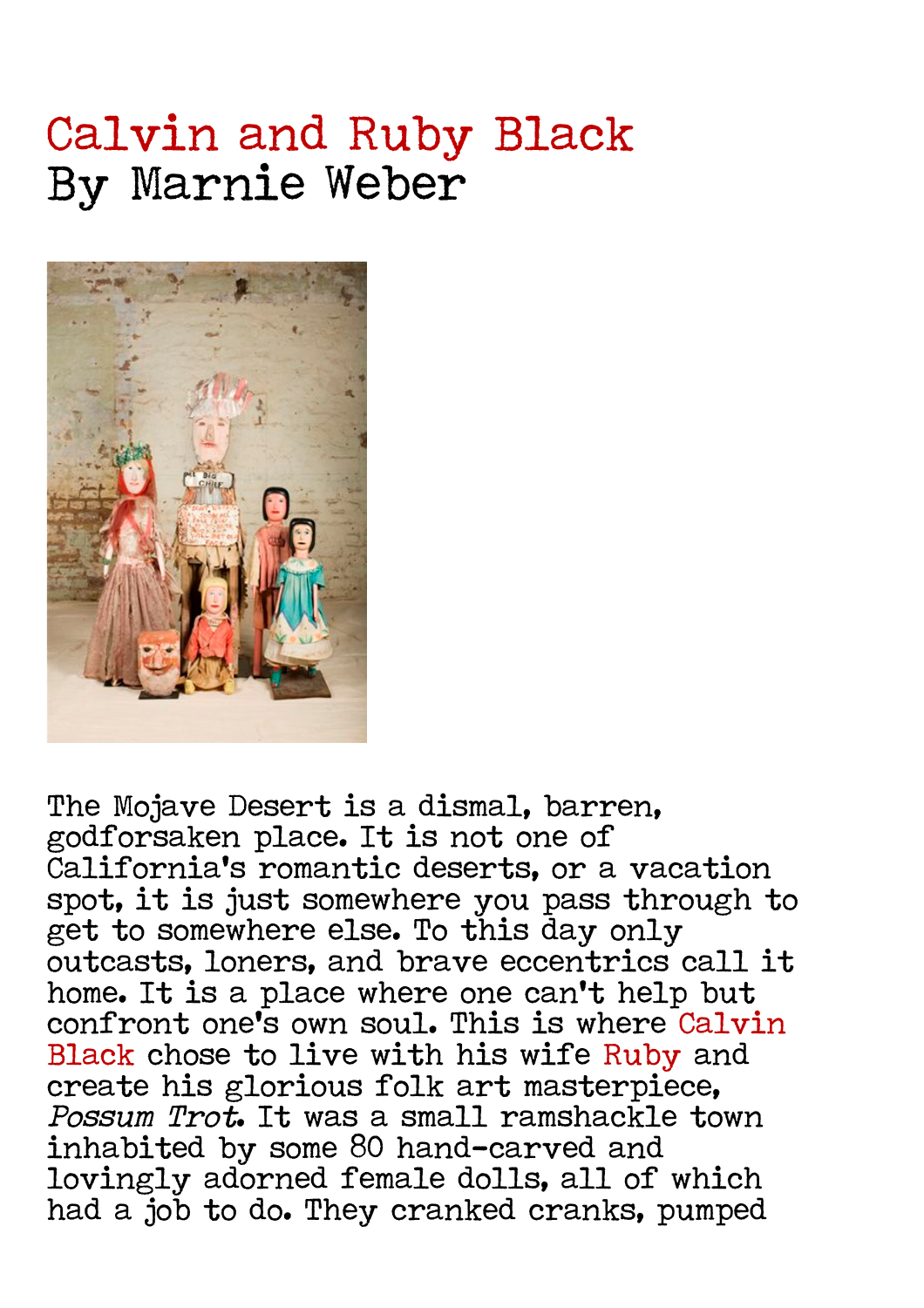# Calvin and Ruby Black
## By Marnie Weber

The Mojave Desert is a dismal, barren, godforsaken place. It is not one of California's romantic deserts, or a vacation spot, it is just somewhere you pass through to get to somewhere else. To this day only outcasts, loners, and brave eccentrics call it home. It is a place where one can't help but confront one's own soul. This is where Calvin Black chose to live with his wife Ruby and create his glorious folk art masterpiece, *Possum Trot*. It was a small ramshackle town inhabited by some 80 hand-carved and lovingly adorned female dolls, all of which had a job to do. They cranked cranks, pumped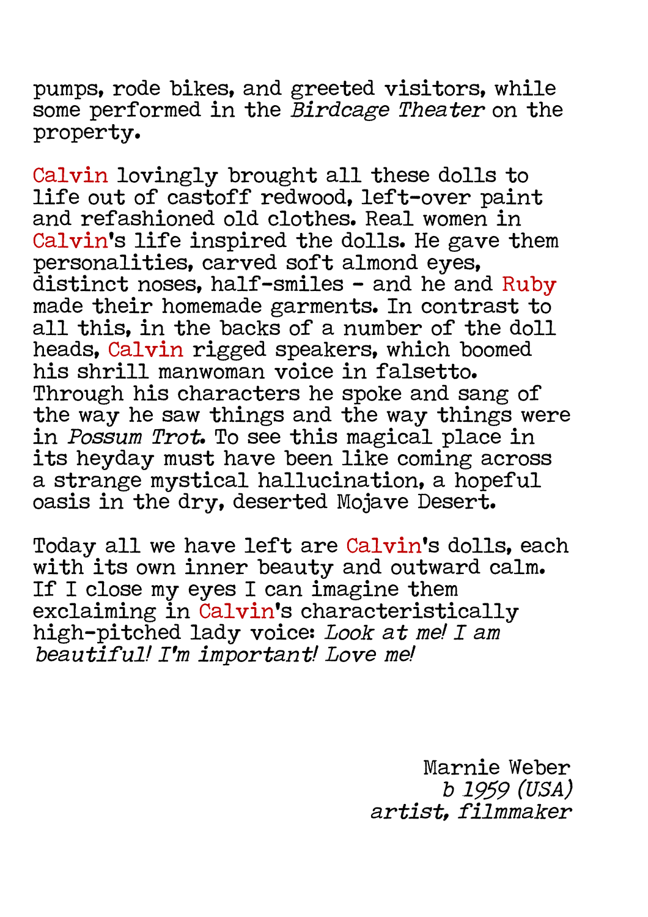pumps, rode bikes, and greeted visitors, while some performed in the *Birdcage Theater* on the property.

Calvin lovingly brought all these dolls to life out of castoff redwood, left-over paint and refashioned old clothes. Real women in Calvin's life inspired the dolls. He gave them personalities, carved soft almond eyes, distinct noses, half-smiles - and he and Ruby made their homemade garments. In contrast to all this, in the backs of a number of the doll heads, Calvin rigged speakers, which boomed his shrill manwoman voice in falsetto. Through his characters he spoke and sang of the way he saw things and the way things were in *Possum Trot*. To see this magical place in its heyday must have been like coming across a strange mystical hallucination, a hopeful oasis in the dry, deserted Mojave Desert.

Today all we have left are Calvin's dolls, each with its own inner beauty and outward calm. If I close my eyes I can imagine them exclaiming in Calvin's characteristically high-pitched lady voice: *Look at me! I am beautiful! I'm important! Love me!*

Marnie Weber
*b 1959 (USA)*
*artist, filmmaker*